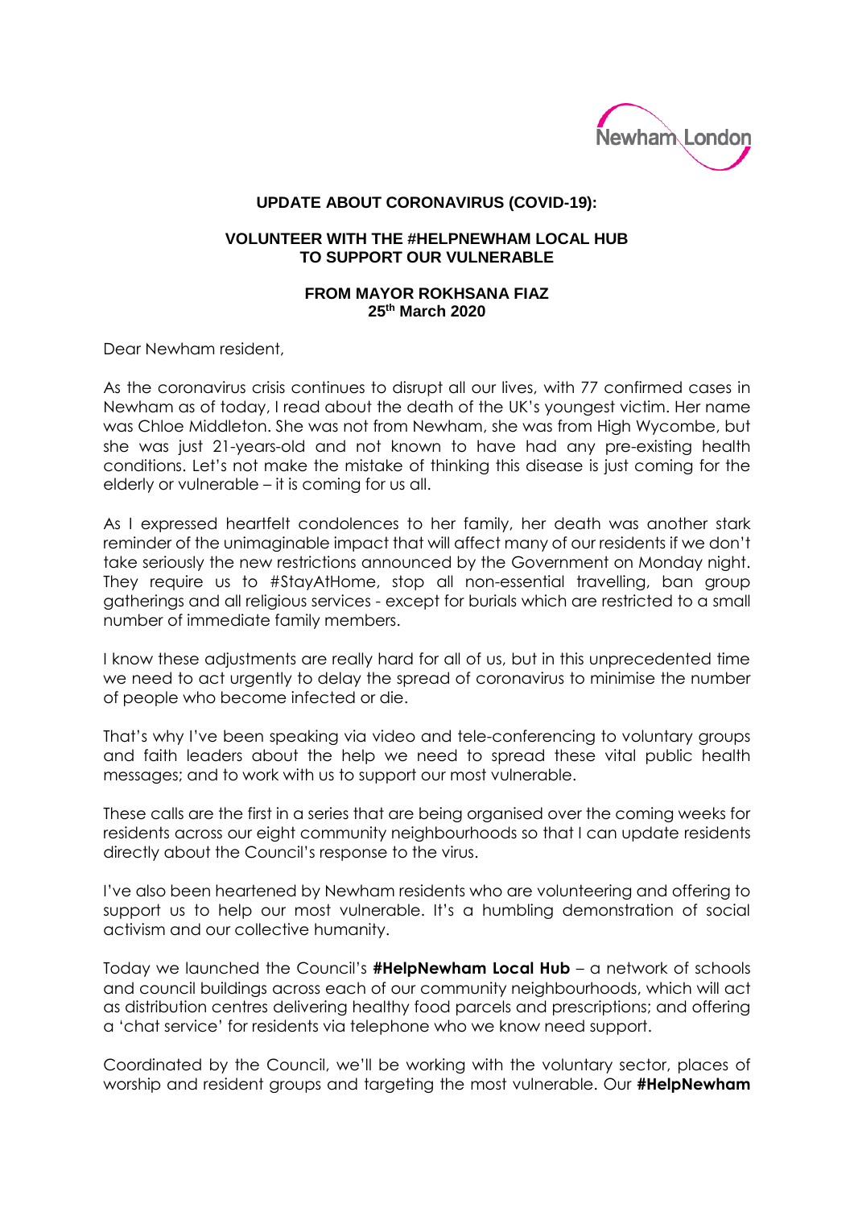**UPDATE ABOUT CORONAVIRUS (COVID-19):**

**VOLUNTEER WITH THE #HELPNEWHAM LOCAL HUB TO SUPPORT OUR VULNERABLE**

**FROM MAYOR ROKHSANA FIAZ**
**25th March 2020**

Dear Newham resident,

As the coronavirus crisis continues to disrupt all our lives, with 77 confirmed cases in Newham as of today, I read about the death of the UK's youngest victim. Her name was Chloe Middleton. She was not from Newham, she was from High Wycombe, but she was just 21-years-old and not known to have had any pre-existing health conditions. Let's not make the mistake of thinking this disease is just coming for the elderly or vulnerable – it is coming for us all.

As I expressed heartfelt condolences to her family, her death was another stark reminder of the unimaginable impact that will affect many of our residents if we don't take seriously the new restrictions announced by the Government on Monday night. They require us to #StayAtHome, stop all non-essential travelling, ban group gatherings and all religious services - except for burials which are restricted to a small number of immediate family members.

I know these adjustments are really hard for all of us, but in this unprecedented time we need to act urgently to delay the spread of coronavirus to minimise the number of people who become infected or die.

That's why I've been speaking via video and tele-conferencing to voluntary groups and faith leaders about the help we need to spread these vital public health messages; and to work with us to support our most vulnerable.

These calls are the first in a series that are being organised over the coming weeks for residents across our eight community neighbourhoods so that I can update residents directly about the Council's response to the virus.

I've also been heartened by Newham residents who are volunteering and offering to support us to help our most vulnerable. It's a humbling demonstration of social activism and our collective humanity.

Today we launched the Council's **#HelpNewham Local Hub** – a network of schools and council buildings across each of our community neighbourhoods, which will act as distribution centres delivering healthy food parcels and prescriptions; and offering a 'chat service' for residents via telephone who we know need support.

Coordinated by the Council, we'll be working with the voluntary sector, places of worship and resident groups and targeting the most vulnerable. Our **#HelpNewham**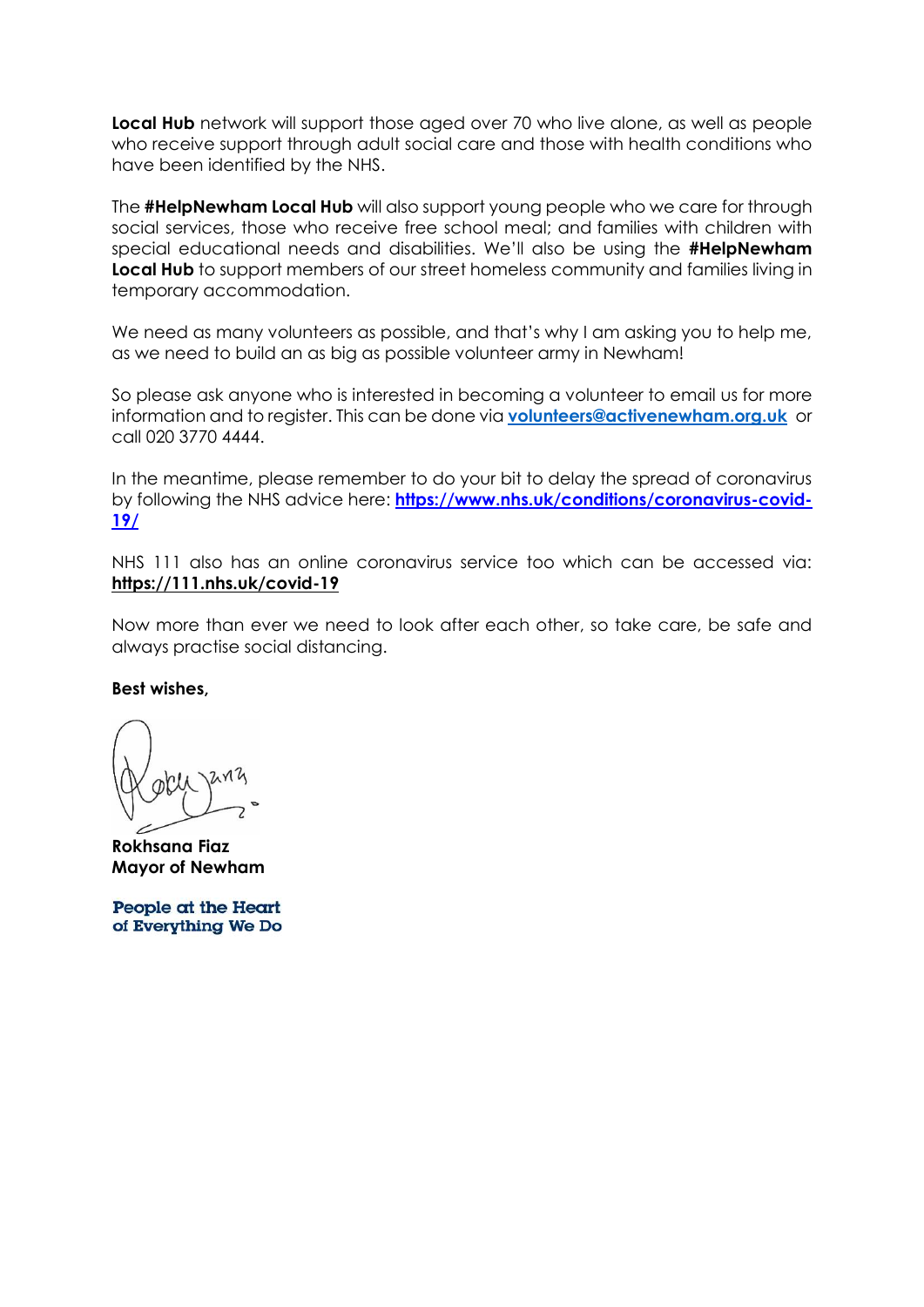**Local Hub** network will support those aged over 70 who live alone, as well as people who receive support through adult social care and those with health conditions who have been identified by the NHS.

The **#HelpNewham Local Hub** will also support young people who we care for through social services, those who receive free school meal; and families with children with special educational needs and disabilities. We'll also be using the **#HelpNewham Local Hub** to support members of our street homeless community and families living in temporary accommodation.

We need as many volunteers as possible, and that's why I am asking you to help me, as we need to build an as big as possible volunteer army in Newham!

So please ask anyone who is interested in becoming a volunteer to email us for more information and to register. This can be done via **volunteers@activenewham.org.uk** or call 020 3770 4444.

In the meantime, please remember to do your bit to delay the spread of coronavirus by following the NHS advice here: **https://www.nhs.uk/conditions/coronavirus-covid-19/**

NHS 111 also has an online coronavirus service too which can be accessed via: **https://111.nhs.uk/covid-19**

Now more than ever we need to look after each other, so take care, be safe and always practise social distancing.

**Best wishes,**

**Rokhsana Fiaz**
**Mayor of Newham**

**People at the Heart of Everything We Do**